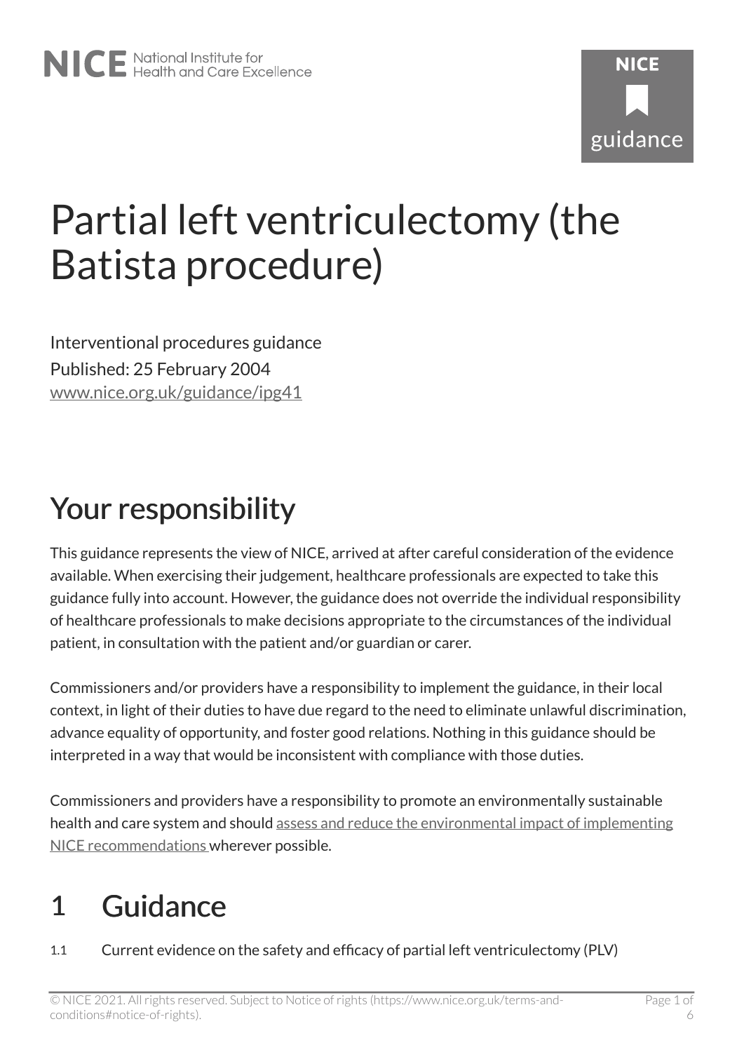# Partial left ventriculectomy (the Batista procedure)

Interventional procedures guidance
Published: 25 February 2004
www.nice.org.uk/guidance/ipg41

## Your responsibility

This guidance represents the view of NICE, arrived at after careful consideration of the evidence available. When exercising their judgement, healthcare professionals are expected to take this guidance fully into account. However, the guidance does not override the individual responsibility of healthcare professionals to make decisions appropriate to the circumstances of the individual patient, in consultation with the patient and/or guardian or carer.

Commissioners and/or providers have a responsibility to implement the guidance, in their local context, in light of their duties to have due regard to the need to eliminate unlawful discrimination, advance equality of opportunity, and foster good relations. Nothing in this guidance should be interpreted in a way that would be inconsistent with compliance with those duties.

Commissioners and providers have a responsibility to promote an environmentally sustainable health and care system and should assess and reduce the environmental impact of implementing NICE recommendations wherever possible.

## 1 Guidance

1.1 Current evidence on the safety and efficacy of partial left ventriculectomy (PLV)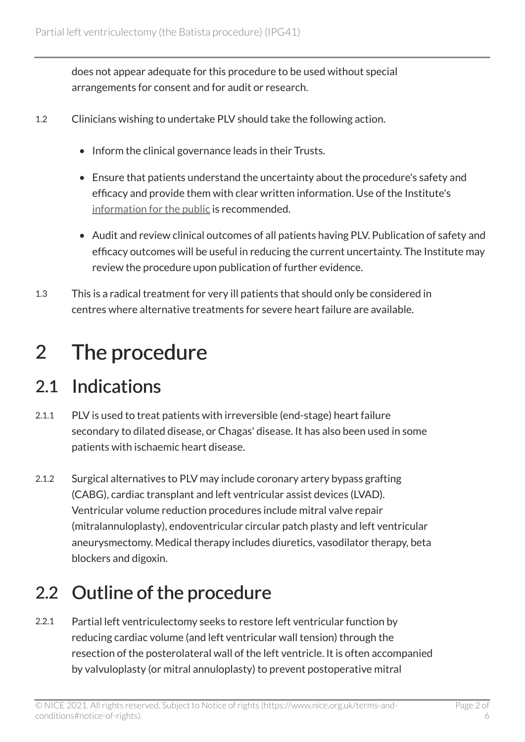does not appear adequate for this procedure to be used without special arrangements for consent and for audit or research.

1.2 Clinicians wishing to undertake PLV should take the following action.

- Inform the clinical governance leads in their Trusts.
- Ensure that patients understand the uncertainty about the procedure's safety and efficacy and provide them with clear written information. Use of the Institute's information for the public is recommended.
- Audit and review clinical outcomes of all patients having PLV. Publication of safety and efficacy outcomes will be useful in reducing the current uncertainty. The Institute may review the procedure upon publication of further evidence.

1.3 This is a radical treatment for very ill patients that should only be considered in centres where alternative treatments for severe heart failure are available.

# 2 The procedure

## 2.1 Indications

2.1.1 PLV is used to treat patients with irreversible (end-stage) heart failure secondary to dilated disease, or Chagas' disease. It has also been used in some patients with ischaemic heart disease.

2.1.2 Surgical alternatives to PLV may include coronary artery bypass grafting (CABG), cardiac transplant and left ventricular assist devices (LVAD). Ventricular volume reduction procedures include mitral valve repair (mitralannuloplasty), endoventricular circular patch plasty and left ventricular aneurysmectomy. Medical therapy includes diuretics, vasodilator therapy, beta blockers and digoxin.

## 2.2 Outline of the procedure

2.2.1 Partial left ventriculectomy seeks to restore left ventricular function by reducing cardiac volume (and left ventricular wall tension) through the resection of the posterolateral wall of the left ventricle. It is often accompanied by valvuloplasty (or mitral annuloplasty) to prevent postoperative mitral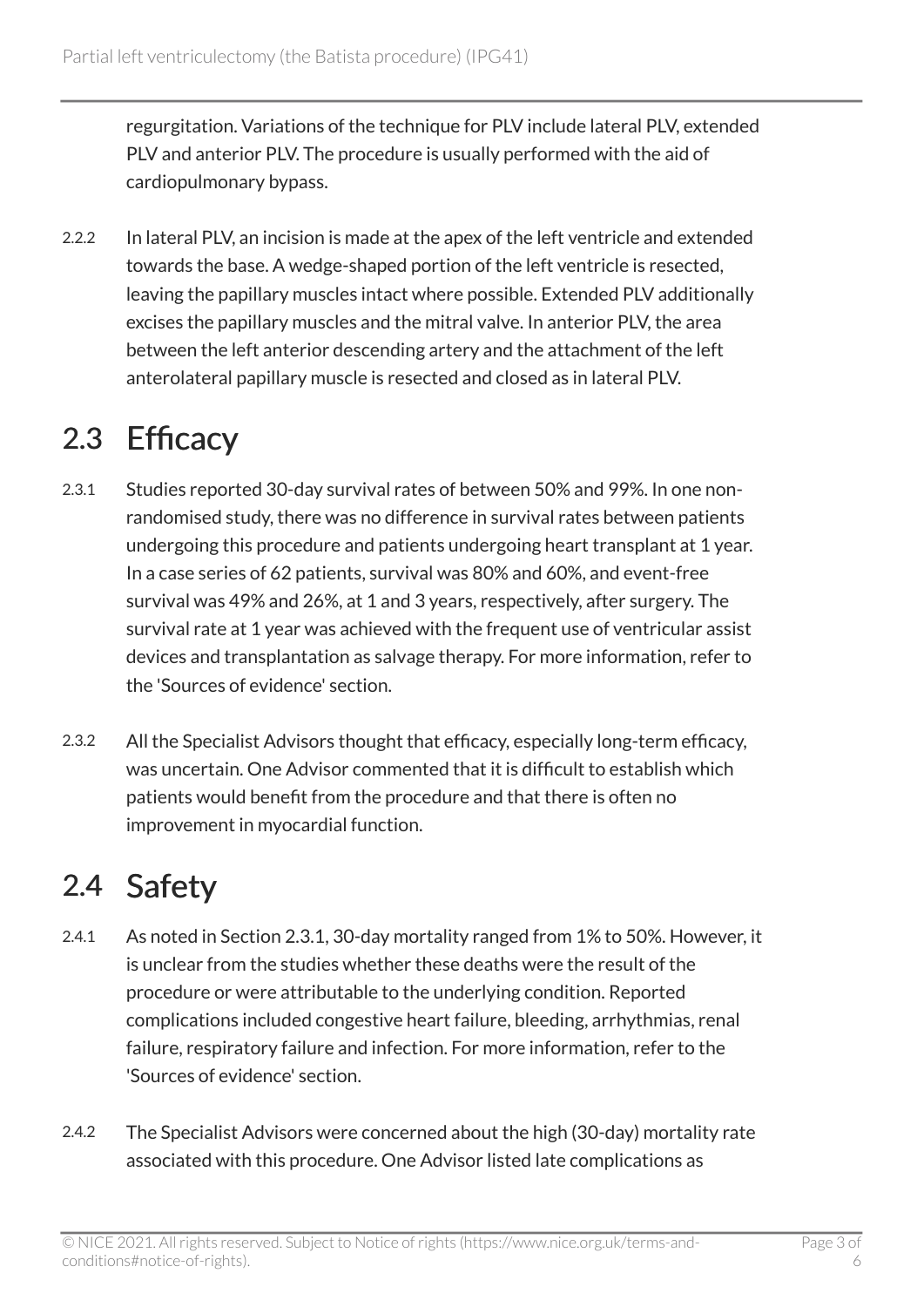regurgitation. Variations of the technique for PLV include lateral PLV, extended PLV and anterior PLV. The procedure is usually performed with the aid of cardiopulmonary bypass.

2.2.2 In lateral PLV, an incision is made at the apex of the left ventricle and extended towards the base. A wedge-shaped portion of the left ventricle is resected, leaving the papillary muscles intact where possible. Extended PLV additionally excises the papillary muscles and the mitral valve. In anterior PLV, the area between the left anterior descending artery and the attachment of the left anterolateral papillary muscle is resected and closed as in lateral PLV.

## 2.3 Efficacy

2.3.1 Studies reported 30-day survival rates of between 50% and 99%. In one non-randomised study, there was no difference in survival rates between patients undergoing this procedure and patients undergoing heart transplant at 1 year. In a case series of 62 patients, survival was 80% and 60%, and event-free survival was 49% and 26%, at 1 and 3 years, respectively, after surgery. The survival rate at 1 year was achieved with the frequent use of ventricular assist devices and transplantation as salvage therapy. For more information, refer to the 'Sources of evidence' section.

2.3.2 All the Specialist Advisors thought that efficacy, especially long-term efficacy, was uncertain. One Advisor commented that it is difficult to establish which patients would benefit from the procedure and that there is often no improvement in myocardial function.

## 2.4 Safety

2.4.1 As noted in Section 2.3.1, 30-day mortality ranged from 1% to 50%. However, it is unclear from the studies whether these deaths were the result of the procedure or were attributable to the underlying condition. Reported complications included congestive heart failure, bleeding, arrhythmias, renal failure, respiratory failure and infection. For more information, refer to the 'Sources of evidence' section.

2.4.2 The Specialist Advisors were concerned about the high (30-day) mortality rate associated with this procedure. One Advisor listed late complications as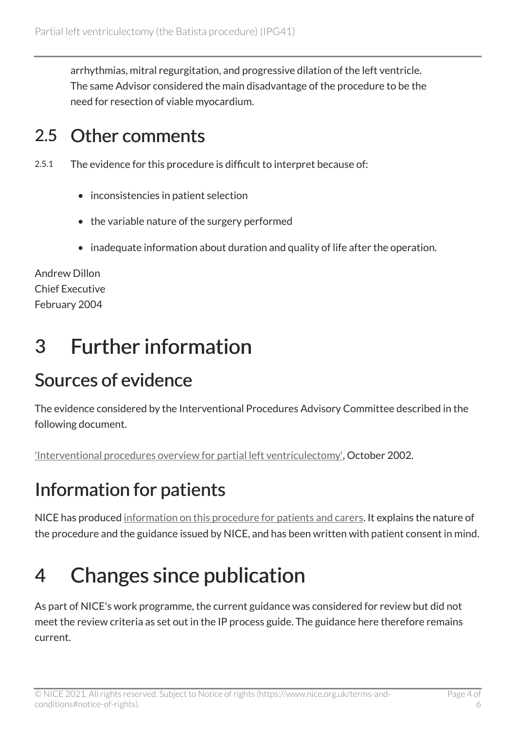arrhythmias, mitral regurgitation, and progressive dilation of the left ventricle. The same Advisor considered the main disadvantage of the procedure to be the need for resection of viable myocardium.

## 2.5 Other comments

2.5.1 The evidence for this procedure is difficult to interpret because of:

- inconsistencies in patient selection
- the variable nature of the surgery performed
- inadequate information about duration and quality of life after the operation.

Andrew Dillon
Chief Executive
February 2004

# 3 Further information

## Sources of evidence

The evidence considered by the Interventional Procedures Advisory Committee described in the following document.

'Interventional procedures overview for partial left ventriculectomy', October 2002.

## Information for patients

NICE has produced information on this procedure for patients and carers. It explains the nature of the procedure and the guidance issued by NICE, and has been written with patient consent in mind.

# 4 Changes since publication

As part of NICE's work programme, the current guidance was considered for review but did not meet the review criteria as set out in the IP process guide. The guidance here therefore remains current.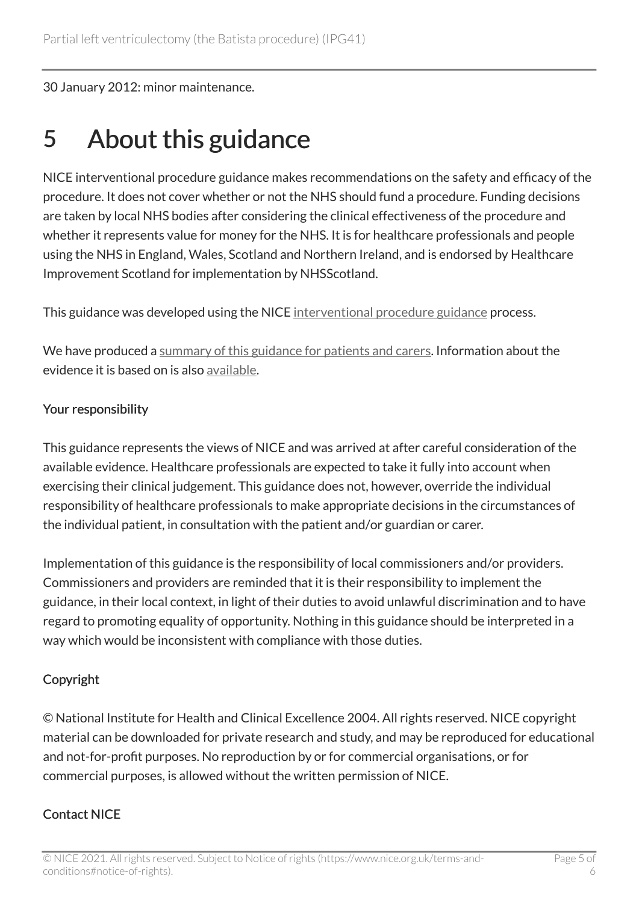30 January 2012: minor maintenance.

# 5 About this guidance

NICE interventional procedure guidance makes recommendations on the safety and efficacy of the procedure. It does not cover whether or not the NHS should fund a procedure. Funding decisions are taken by local NHS bodies after considering the clinical effectiveness of the procedure and whether it represents value for money for the NHS. It is for healthcare professionals and people using the NHS in England, Wales, Scotland and Northern Ireland, and is endorsed by Healthcare Improvement Scotland for implementation by NHSScotland.

This guidance was developed using the NICE interventional procedure guidance process.

We have produced a summary of this guidance for patients and carers. Information about the evidence it is based on is also available.

#### Your responsibility

This guidance represents the views of NICE and was arrived at after careful consideration of the available evidence. Healthcare professionals are expected to take it fully into account when exercising their clinical judgement. This guidance does not, however, override the individual responsibility of healthcare professionals to make appropriate decisions in the circumstances of the individual patient, in consultation with the patient and/or guardian or carer.

Implementation of this guidance is the responsibility of local commissioners and/or providers. Commissioners and providers are reminded that it is their responsibility to implement the guidance, in their local context, in light of their duties to avoid unlawful discrimination and to have regard to promoting equality of opportunity. Nothing in this guidance should be interpreted in a way which would be inconsistent with compliance with those duties.

#### Copyright

© National Institute for Health and Clinical Excellence 2004. All rights reserved. NICE copyright material can be downloaded for private research and study, and may be reproduced for educational and not-for-profit purposes. No reproduction by or for commercial organisations, or for commercial purposes, is allowed without the written permission of NICE.

#### Contact NICE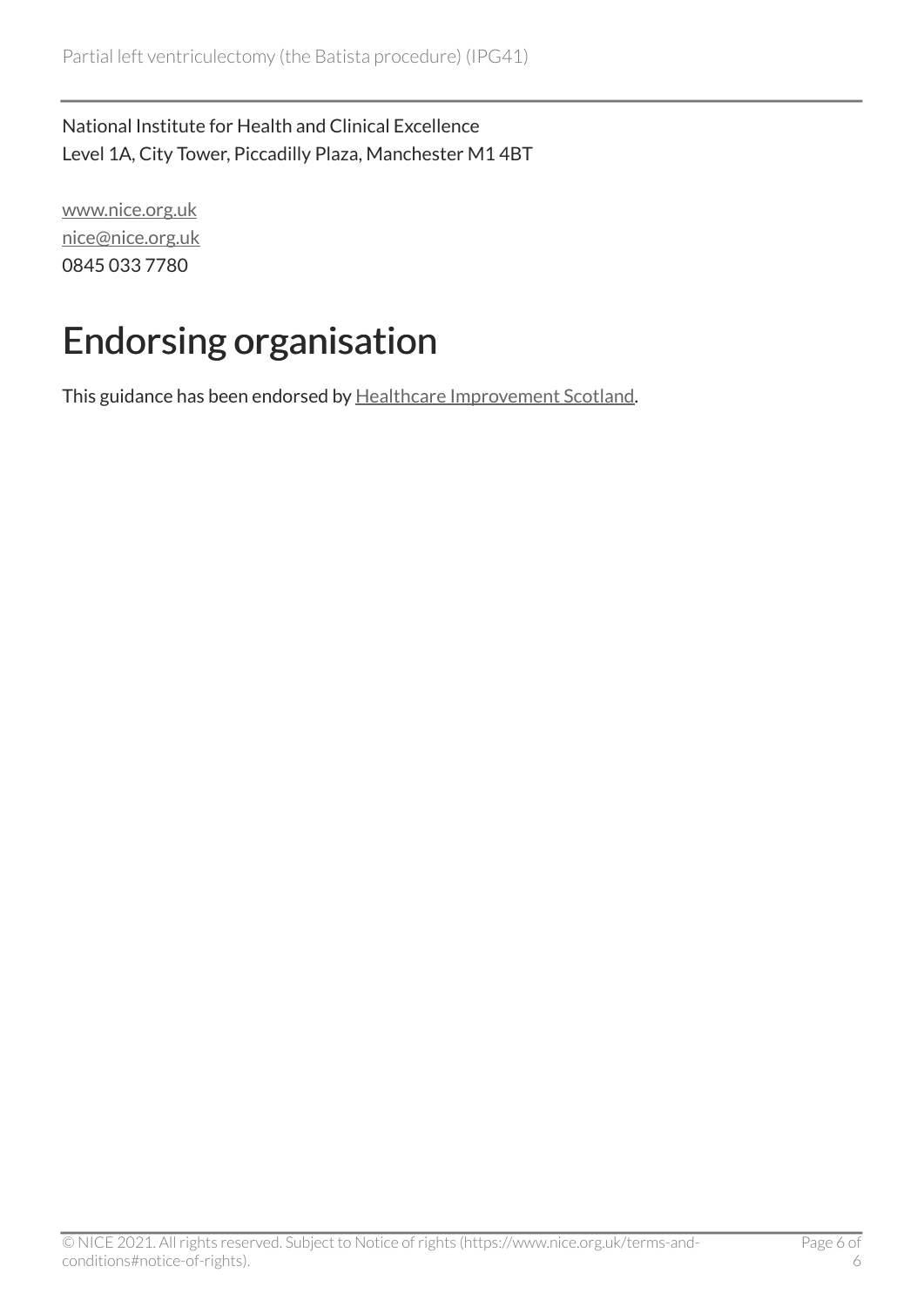National Institute for Health and Clinical Excellence
Level 1A, City Tower, Piccadilly Plaza, Manchester M1 4BT

www.nice.org.uk
nice@nice.org.uk
0845 033 7780

# Endorsing organisation

This guidance has been endorsed by Healthcare Improvement Scotland.